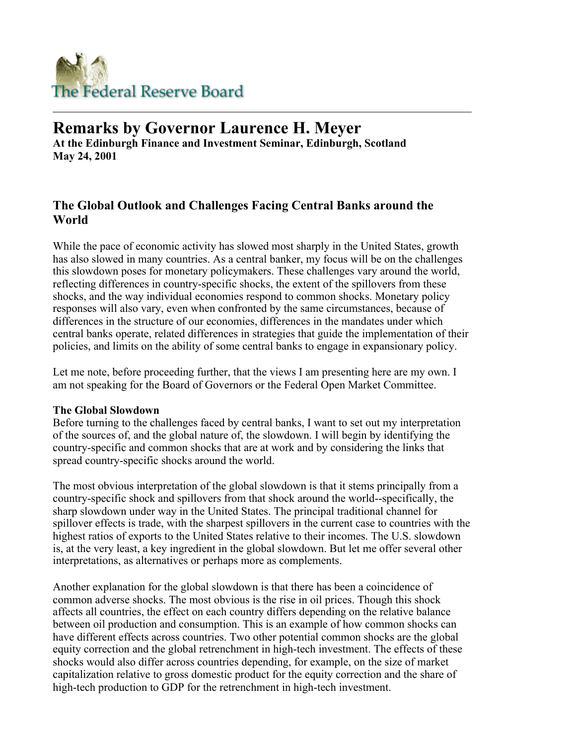The Federal Reserve Board

# Remarks by Governor Laurence H. Meyer

**At the Edinburgh Finance and Investment Seminar, Edinburgh, Scotland**
**May 24, 2001**

## The Global Outlook and Challenges Facing Central Banks around the World

While the pace of economic activity has slowed most sharply in the United States, growth has also slowed in many countries. As a central banker, my focus will be on the challenges this slowdown poses for monetary policymakers. These challenges vary around the world, reflecting differences in country-specific shocks, the extent of the spillovers from these shocks, and the way individual economies respond to common shocks. Monetary policy responses will also vary, even when confronted by the same circumstances, because of differences in the structure of our economies, differences in the mandates under which central banks operate, related differences in strategies that guide the implementation of their policies, and limits on the ability of some central banks to engage in expansionary policy.

Let me note, before proceeding further, that the views I am presenting here are my own. I am not speaking for the Board of Governors or the Federal Open Market Committee.

**The Global Slowdown**

Before turning to the challenges faced by central banks, I want to set out my interpretation of the sources of, and the global nature of, the slowdown. I will begin by identifying the country-specific and common shocks that are at work and by considering the links that spread country-specific shocks around the world.

The most obvious interpretation of the global slowdown is that it stems principally from a country-specific shock and spillovers from that shock around the world--specifically, the sharp slowdown under way in the United States. The principal traditional channel for spillover effects is trade, with the sharpest spillovers in the current case to countries with the highest ratios of exports to the United States relative to their incomes. The U.S. slowdown is, at the very least, a key ingredient in the global slowdown. But let me offer several other interpretations, as alternatives or perhaps more as complements.

Another explanation for the global slowdown is that there has been a coincidence of common adverse shocks. The most obvious is the rise in oil prices. Though this shock affects all countries, the effect on each country differs depending on the relative balance between oil production and consumption. This is an example of how common shocks can have different effects across countries. Two other potential common shocks are the global equity correction and the global retrenchment in high-tech investment. The effects of these shocks would also differ across countries depending, for example, on the size of market capitalization relative to gross domestic product for the equity correction and the share of high-tech production to GDP for the retrenchment in high-tech investment.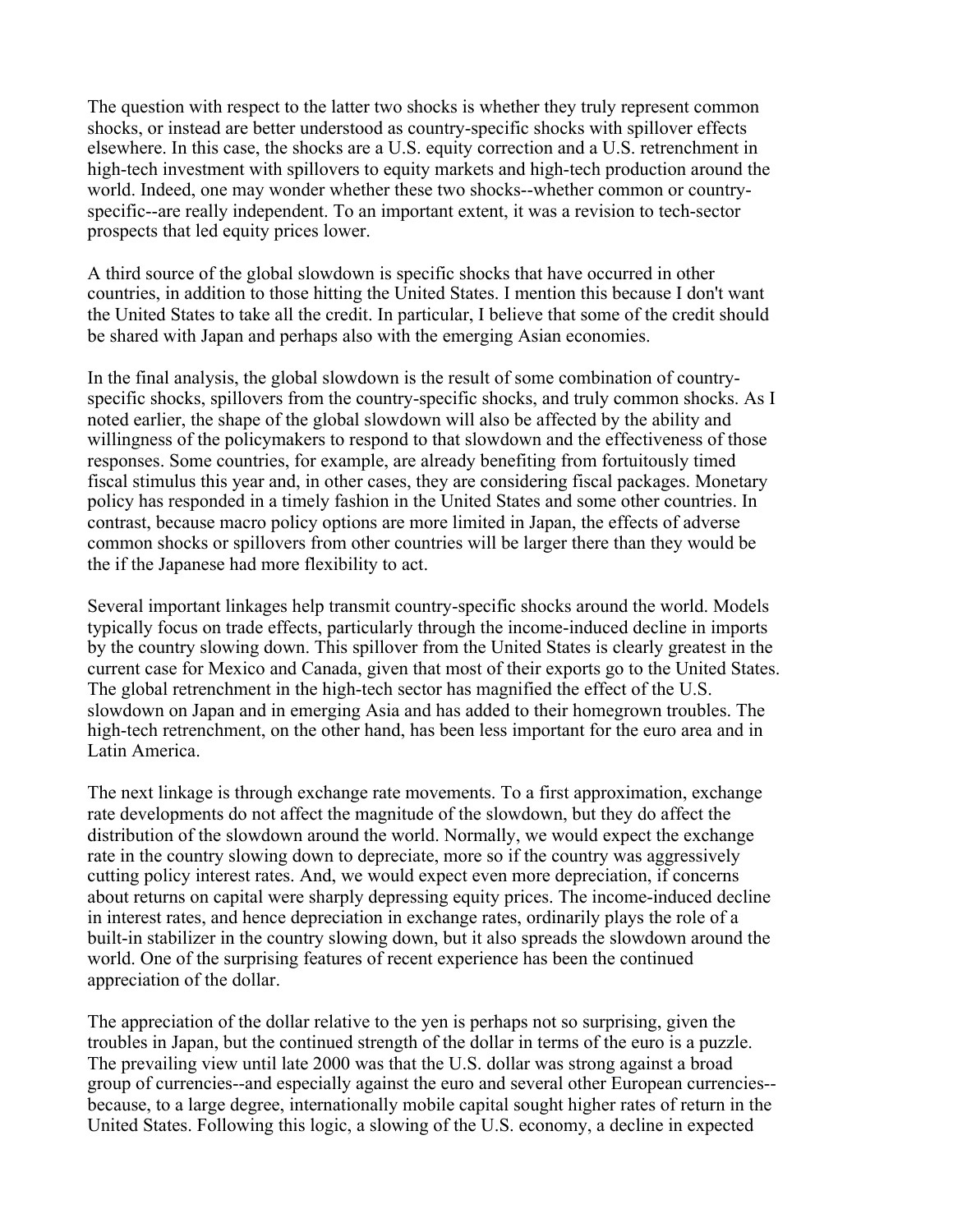The question with respect to the latter two shocks is whether they truly represent common shocks, or instead are better understood as country-specific shocks with spillover effects elsewhere. In this case, the shocks are a U.S. equity correction and a U.S. retrenchment in high-tech investment with spillovers to equity markets and high-tech production around the world. Indeed, one may wonder whether these two shocks--whether common or country-specific--are really independent. To an important extent, it was a revision to tech-sector prospects that led equity prices lower.

A third source of the global slowdown is specific shocks that have occurred in other countries, in addition to those hitting the United States. I mention this because I don't want the United States to take all the credit. In particular, I believe that some of the credit should be shared with Japan and perhaps also with the emerging Asian economies.

In the final analysis, the global slowdown is the result of some combination of country-specific shocks, spillovers from the country-specific shocks, and truly common shocks. As I noted earlier, the shape of the global slowdown will also be affected by the ability and willingness of the policymakers to respond to that slowdown and the effectiveness of those responses. Some countries, for example, are already benefiting from fortuitously timed fiscal stimulus this year and, in other cases, they are considering fiscal packages. Monetary policy has responded in a timely fashion in the United States and some other countries. In contrast, because macro policy options are more limited in Japan, the effects of adverse common shocks or spillovers from other countries will be larger there than they would be the if the Japanese had more flexibility to act.

Several important linkages help transmit country-specific shocks around the world. Models typically focus on trade effects, particularly through the income-induced decline in imports by the country slowing down. This spillover from the United States is clearly greatest in the current case for Mexico and Canada, given that most of their exports go to the United States. The global retrenchment in the high-tech sector has magnified the effect of the U.S. slowdown on Japan and in emerging Asia and has added to their homegrown troubles. The high-tech retrenchment, on the other hand, has been less important for the euro area and in Latin America.

The next linkage is through exchange rate movements. To a first approximation, exchange rate developments do not affect the magnitude of the slowdown, but they do affect the distribution of the slowdown around the world. Normally, we would expect the exchange rate in the country slowing down to depreciate, more so if the country was aggressively cutting policy interest rates. And, we would expect even more depreciation, if concerns about returns on capital were sharply depressing equity prices. The income-induced decline in interest rates, and hence depreciation in exchange rates, ordinarily plays the role of a built-in stabilizer in the country slowing down, but it also spreads the slowdown around the world. One of the surprising features of recent experience has been the continued appreciation of the dollar.

The appreciation of the dollar relative to the yen is perhaps not so surprising, given the troubles in Japan, but the continued strength of the dollar in terms of the euro is a puzzle. The prevailing view until late 2000 was that the U.S. dollar was strong against a broad group of currencies--and especially against the euro and several other European currencies--because, to a large degree, internationally mobile capital sought higher rates of return in the United States. Following this logic, a slowing of the U.S. economy, a decline in expected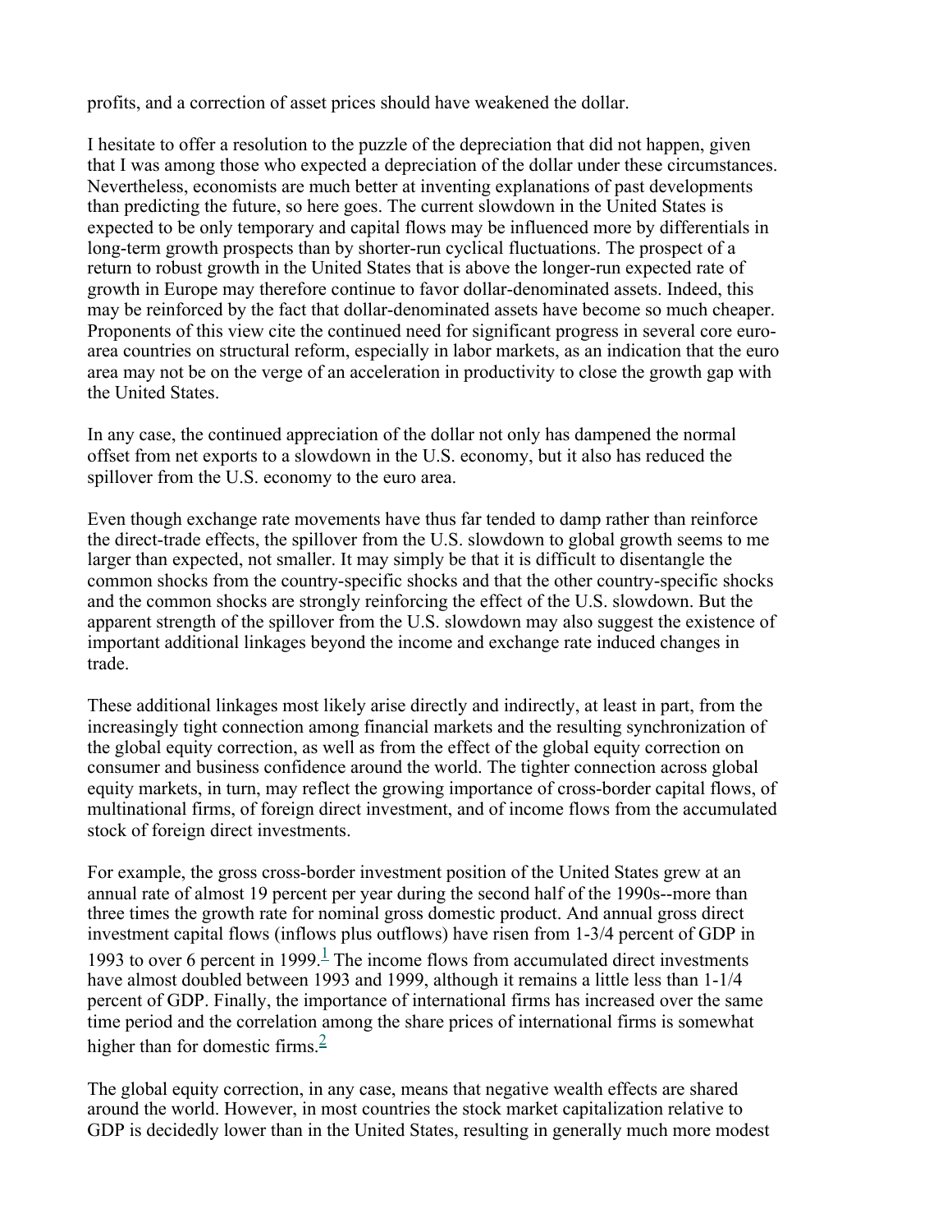profits, and a correction of asset prices should have weakened the dollar.

I hesitate to offer a resolution to the puzzle of the depreciation that did not happen, given that I was among those who expected a depreciation of the dollar under these circumstances. Nevertheless, economists are much better at inventing explanations of past developments than predicting the future, so here goes. The current slowdown in the United States is expected to be only temporary and capital flows may be influenced more by differentials in long-term growth prospects than by shorter-run cyclical fluctuations. The prospect of a return to robust growth in the United States that is above the longer-run expected rate of growth in Europe may therefore continue to favor dollar-denominated assets. Indeed, this may be reinforced by the fact that dollar-denominated assets have become so much cheaper. Proponents of this view cite the continued need for significant progress in several core euro-area countries on structural reform, especially in labor markets, as an indication that the euro area may not be on the verge of an acceleration in productivity to close the growth gap with the United States.

In any case, the continued appreciation of the dollar not only has dampened the normal offset from net exports to a slowdown in the U.S. economy, but it also has reduced the spillover from the U.S. economy to the euro area.

Even though exchange rate movements have thus far tended to damp rather than reinforce the direct-trade effects, the spillover from the U.S. slowdown to global growth seems to me larger than expected, not smaller. It may simply be that it is difficult to disentangle the common shocks from the country-specific shocks and that the other country-specific shocks and the common shocks are strongly reinforcing the effect of the U.S. slowdown. But the apparent strength of the spillover from the U.S. slowdown may also suggest the existence of important additional linkages beyond the income and exchange rate induced changes in trade.

These additional linkages most likely arise directly and indirectly, at least in part, from the increasingly tight connection among financial markets and the resulting synchronization of the global equity correction, as well as from the effect of the global equity correction on consumer and business confidence around the world. The tighter connection across global equity markets, in turn, may reflect the growing importance of cross-border capital flows, of multinational firms, of foreign direct investment, and of income flows from the accumulated stock of foreign direct investments.

For example, the gross cross-border investment position of the United States grew at an annual rate of almost 19 percent per year during the second half of the 1990s--more than three times the growth rate for nominal gross domestic product. And annual gross direct investment capital flows (inflows plus outflows) have risen from 1-3/4 percent of GDP in 1993 to over 6 percent in 1999.[1] The income flows from accumulated direct investments have almost doubled between 1993 and 1999, although it remains a little less than 1-1/4 percent of GDP. Finally, the importance of international firms has increased over the same time period and the correlation among the share prices of international firms is somewhat higher than for domestic firms.[2]

The global equity correction, in any case, means that negative wealth effects are shared around the world. However, in most countries the stock market capitalization relative to GDP is decidedly lower than in the United States, resulting in generally much more modest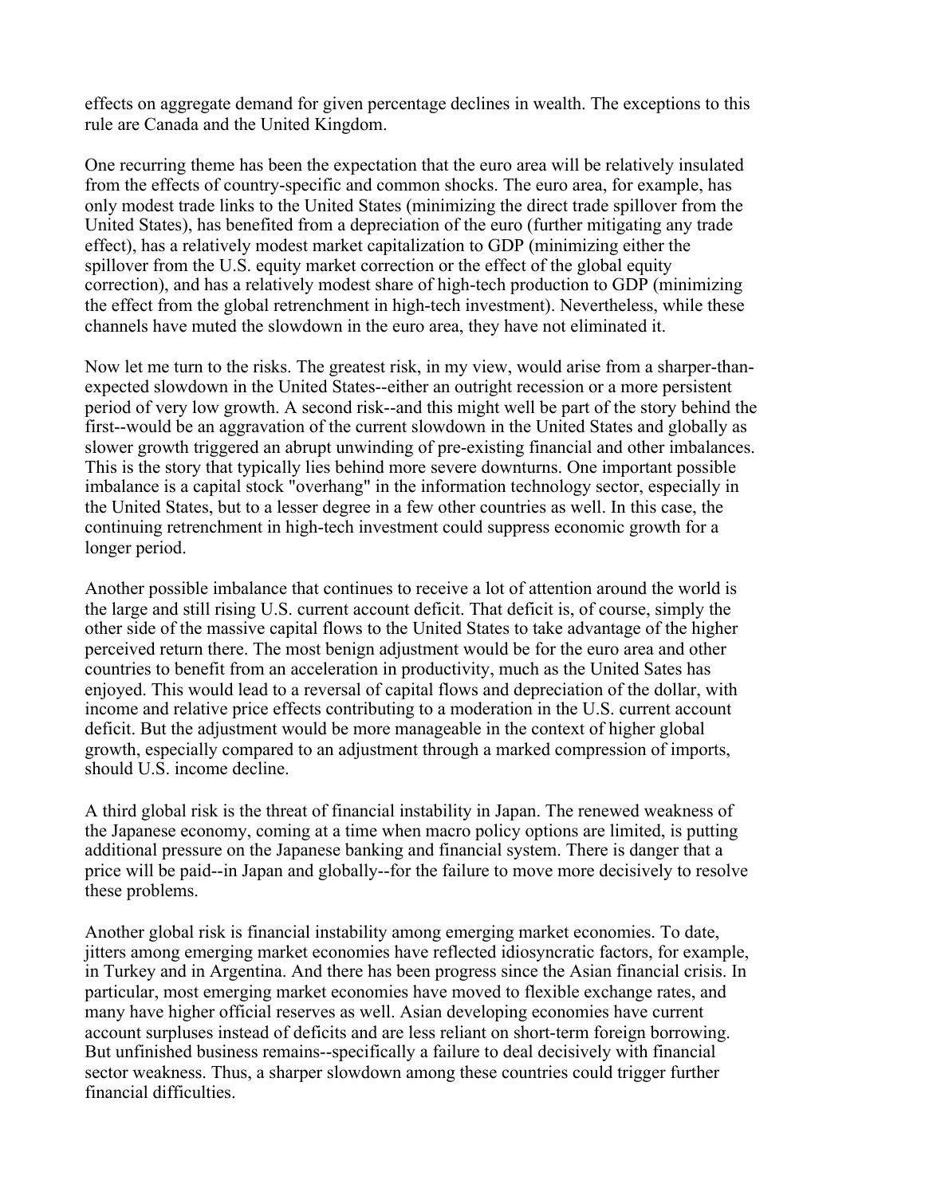effects on aggregate demand for given percentage declines in wealth. The exceptions to this rule are Canada and the United Kingdom.

One recurring theme has been the expectation that the euro area will be relatively insulated from the effects of country-specific and common shocks. The euro area, for example, has only modest trade links to the United States (minimizing the direct trade spillover from the United States), has benefited from a depreciation of the euro (further mitigating any trade effect), has a relatively modest market capitalization to GDP (minimizing either the spillover from the U.S. equity market correction or the effect of the global equity correction), and has a relatively modest share of high-tech production to GDP (minimizing the effect from the global retrenchment in high-tech investment). Nevertheless, while these channels have muted the slowdown in the euro area, they have not eliminated it.

Now let me turn to the risks. The greatest risk, in my view, would arise from a sharper-than-expected slowdown in the United States--either an outright recession or a more persistent period of very low growth. A second risk--and this might well be part of the story behind the first--would be an aggravation of the current slowdown in the United States and globally as slower growth triggered an abrupt unwinding of pre-existing financial and other imbalances. This is the story that typically lies behind more severe downturns. One important possible imbalance is a capital stock "overhang" in the information technology sector, especially in the United States, but to a lesser degree in a few other countries as well. In this case, the continuing retrenchment in high-tech investment could suppress economic growth for a longer period.

Another possible imbalance that continues to receive a lot of attention around the world is the large and still rising U.S. current account deficit. That deficit is, of course, simply the other side of the massive capital flows to the United States to take advantage of the higher perceived return there. The most benign adjustment would be for the euro area and other countries to benefit from an acceleration in productivity, much as the United Sates has enjoyed. This would lead to a reversal of capital flows and depreciation of the dollar, with income and relative price effects contributing to a moderation in the U.S. current account deficit. But the adjustment would be more manageable in the context of higher global growth, especially compared to an adjustment through a marked compression of imports, should U.S. income decline.

A third global risk is the threat of financial instability in Japan. The renewed weakness of the Japanese economy, coming at a time when macro policy options are limited, is putting additional pressure on the Japanese banking and financial system. There is danger that a price will be paid--in Japan and globally--for the failure to move more decisively to resolve these problems.

Another global risk is financial instability among emerging market economies. To date, jitters among emerging market economies have reflected idiosyncratic factors, for example, in Turkey and in Argentina. And there has been progress since the Asian financial crisis. In particular, most emerging market economies have moved to flexible exchange rates, and many have higher official reserves as well. Asian developing economies have current account surpluses instead of deficits and are less reliant on short-term foreign borrowing. But unfinished business remains--specifically a failure to deal decisively with financial sector weakness. Thus, a sharper slowdown among these countries could trigger further financial difficulties.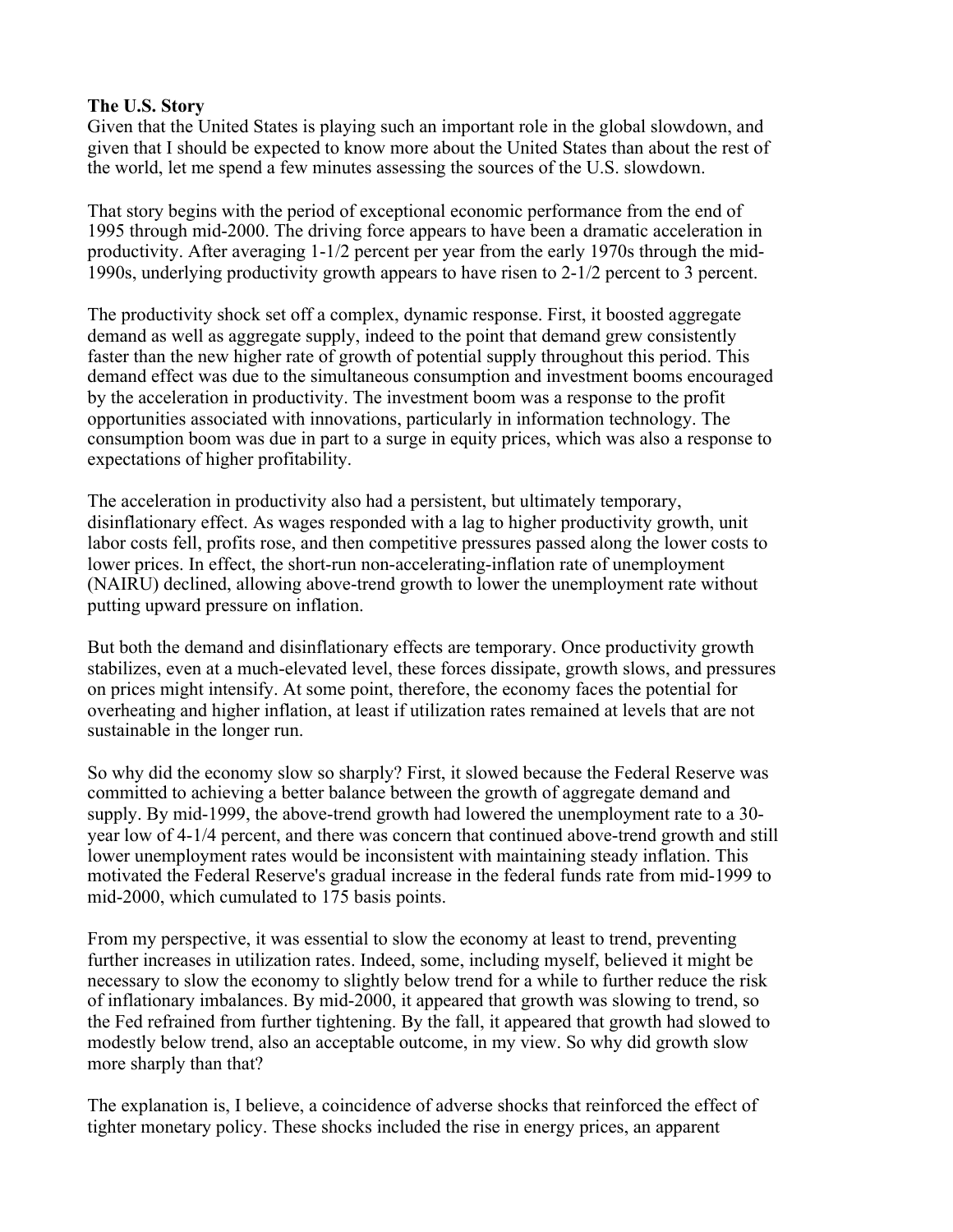**The U.S. Story**

Given that the United States is playing such an important role in the global slowdown, and given that I should be expected to know more about the United States than about the rest of the world, let me spend a few minutes assessing the sources of the U.S. slowdown.

That story begins with the period of exceptional economic performance from the end of 1995 through mid-2000. The driving force appears to have been a dramatic acceleration in productivity. After averaging 1-1/2 percent per year from the early 1970s through the mid-1990s, underlying productivity growth appears to have risen to 2-1/2 percent to 3 percent.

The productivity shock set off a complex, dynamic response. First, it boosted aggregate demand as well as aggregate supply, indeed to the point that demand grew consistently faster than the new higher rate of growth of potential supply throughout this period. This demand effect was due to the simultaneous consumption and investment booms encouraged by the acceleration in productivity. The investment boom was a response to the profit opportunities associated with innovations, particularly in information technology. The consumption boom was due in part to a surge in equity prices, which was also a response to expectations of higher profitability.

The acceleration in productivity also had a persistent, but ultimately temporary, disinflationary effect. As wages responded with a lag to higher productivity growth, unit labor costs fell, profits rose, and then competitive pressures passed along the lower costs to lower prices. In effect, the short-run non-accelerating-inflation rate of unemployment (NAIRU) declined, allowing above-trend growth to lower the unemployment rate without putting upward pressure on inflation.

But both the demand and disinflationary effects are temporary. Once productivity growth stabilizes, even at a much-elevated level, these forces dissipate, growth slows, and pressures on prices might intensify. At some point, therefore, the economy faces the potential for overheating and higher inflation, at least if utilization rates remained at levels that are not sustainable in the longer run.

So why did the economy slow so sharply? First, it slowed because the Federal Reserve was committed to achieving a better balance between the growth of aggregate demand and supply. By mid-1999, the above-trend growth had lowered the unemployment rate to a 30-year low of 4-1/4 percent, and there was concern that continued above-trend growth and still lower unemployment rates would be inconsistent with maintaining steady inflation. This motivated the Federal Reserve's gradual increase in the federal funds rate from mid-1999 to mid-2000, which cumulated to 175 basis points.

From my perspective, it was essential to slow the economy at least to trend, preventing further increases in utilization rates. Indeed, some, including myself, believed it might be necessary to slow the economy to slightly below trend for a while to further reduce the risk of inflationary imbalances. By mid-2000, it appeared that growth was slowing to trend, so the Fed refrained from further tightening. By the fall, it appeared that growth had slowed to modestly below trend, also an acceptable outcome, in my view. So why did growth slow more sharply than that?

The explanation is, I believe, a coincidence of adverse shocks that reinforced the effect of tighter monetary policy. These shocks included the rise in energy prices, an apparent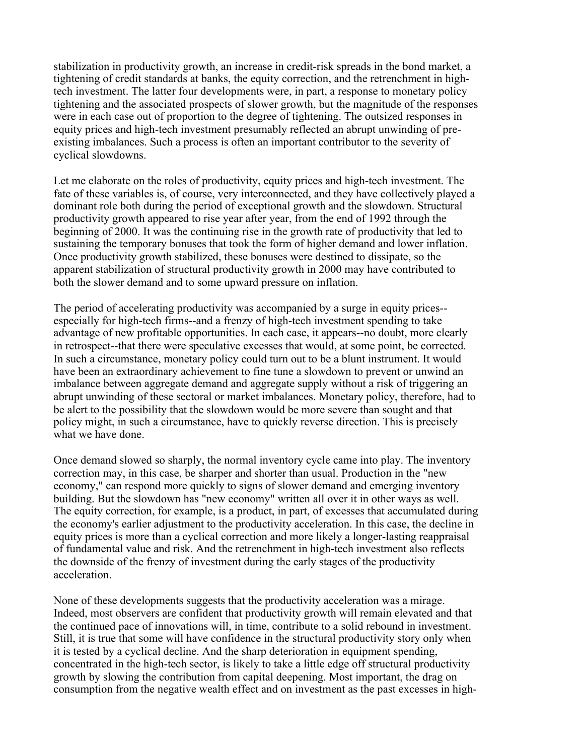stabilization in productivity growth, an increase in credit-risk spreads in the bond market, a tightening of credit standards at banks, the equity correction, and the retrenchment in high-tech investment. The latter four developments were, in part, a response to monetary policy tightening and the associated prospects of slower growth, but the magnitude of the responses were in each case out of proportion to the degree of tightening. The outsized responses in equity prices and high-tech investment presumably reflected an abrupt unwinding of pre-existing imbalances. Such a process is often an important contributor to the severity of cyclical slowdowns.

Let me elaborate on the roles of productivity, equity prices and high-tech investment. The fate of these variables is, of course, very interconnected, and they have collectively played a dominant role both during the period of exceptional growth and the slowdown. Structural productivity growth appeared to rise year after year, from the end of 1992 through the beginning of 2000. It was the continuing rise in the growth rate of productivity that led to sustaining the temporary bonuses that took the form of higher demand and lower inflation. Once productivity growth stabilized, these bonuses were destined to dissipate, so the apparent stabilization of structural productivity growth in 2000 may have contributed to both the slower demand and to some upward pressure on inflation.

The period of accelerating productivity was accompanied by a surge in equity prices--especially for high-tech firms--and a frenzy of high-tech investment spending to take advantage of new profitable opportunities. In each case, it appears--no doubt, more clearly in retrospect--that there were speculative excesses that would, at some point, be corrected. In such a circumstance, monetary policy could turn out to be a blunt instrument. It would have been an extraordinary achievement to fine tune a slowdown to prevent or unwind an imbalance between aggregate demand and aggregate supply without a risk of triggering an abrupt unwinding of these sectoral or market imbalances. Monetary policy, therefore, had to be alert to the possibility that the slowdown would be more severe than sought and that policy might, in such a circumstance, have to quickly reverse direction. This is precisely what we have done.

Once demand slowed so sharply, the normal inventory cycle came into play. The inventory correction may, in this case, be sharper and shorter than usual. Production in the "new economy," can respond more quickly to signs of slower demand and emerging inventory building. But the slowdown has "new economy" written all over it in other ways as well. The equity correction, for example, is a product, in part, of excesses that accumulated during the economy's earlier adjustment to the productivity acceleration. In this case, the decline in equity prices is more than a cyclical correction and more likely a longer-lasting reappraisal of fundamental value and risk. And the retrenchment in high-tech investment also reflects the downside of the frenzy of investment during the early stages of the productivity acceleration.

None of these developments suggests that the productivity acceleration was a mirage. Indeed, most observers are confident that productivity growth will remain elevated and that the continued pace of innovations will, in time, contribute to a solid rebound in investment. Still, it is true that some will have confidence in the structural productivity story only when it is tested by a cyclical decline. And the sharp deterioration in equipment spending, concentrated in the high-tech sector, is likely to take a little edge off structural productivity growth by slowing the contribution from capital deepening. Most important, the drag on consumption from the negative wealth effect and on investment as the past excesses in high-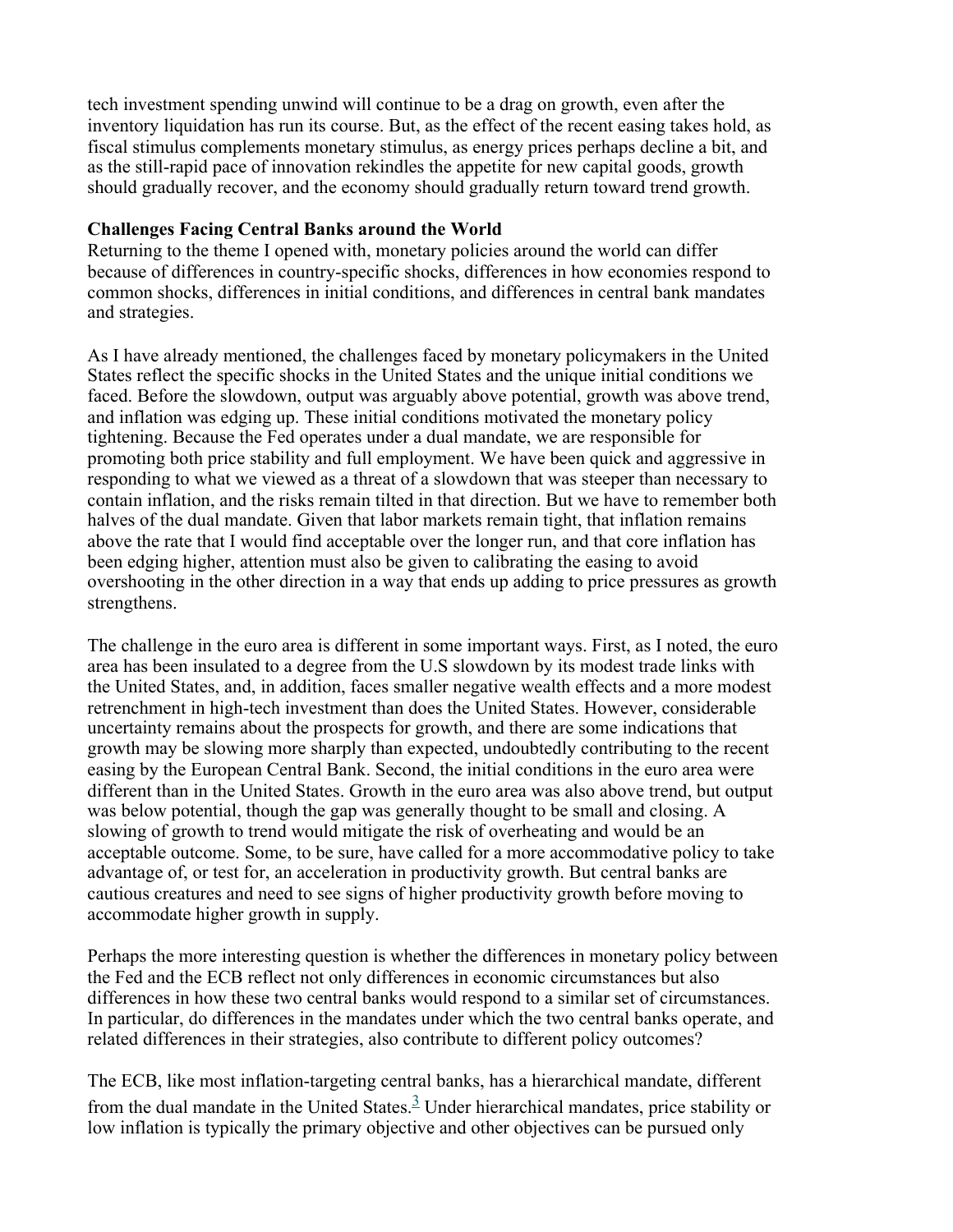tech investment spending unwind will continue to be a drag on growth, even after the inventory liquidation has run its course. But, as the effect of the recent easing takes hold, as fiscal stimulus complements monetary stimulus, as energy prices perhaps decline a bit, and as the still-rapid pace of innovation rekindles the appetite for new capital goods, growth should gradually recover, and the economy should gradually return toward trend growth.

**Challenges Facing Central Banks around the World**

Returning to the theme I opened with, monetary policies around the world can differ because of differences in country-specific shocks, differences in how economies respond to common shocks, differences in initial conditions, and differences in central bank mandates and strategies.

As I have already mentioned, the challenges faced by monetary policymakers in the United States reflect the specific shocks in the United States and the unique initial conditions we faced. Before the slowdown, output was arguably above potential, growth was above trend, and inflation was edging up. These initial conditions motivated the monetary policy tightening. Because the Fed operates under a dual mandate, we are responsible for promoting both price stability and full employment. We have been quick and aggressive in responding to what we viewed as a threat of a slowdown that was steeper than necessary to contain inflation, and the risks remain tilted in that direction. But we have to remember both halves of the dual mandate. Given that labor markets remain tight, that inflation remains above the rate that I would find acceptable over the longer run, and that core inflation has been edging higher, attention must also be given to calibrating the easing to avoid overshooting in the other direction in a way that ends up adding to price pressures as growth strengthens.

The challenge in the euro area is different in some important ways. First, as I noted, the euro area has been insulated to a degree from the U.S slowdown by its modest trade links with the United States, and, in addition, faces smaller negative wealth effects and a more modest retrenchment in high-tech investment than does the United States. However, considerable uncertainty remains about the prospects for growth, and there are some indications that growth may be slowing more sharply than expected, undoubtedly contributing to the recent easing by the European Central Bank. Second, the initial conditions in the euro area were different than in the United States. Growth in the euro area was also above trend, but output was below potential, though the gap was generally thought to be small and closing. A slowing of growth to trend would mitigate the risk of overheating and would be an acceptable outcome. Some, to be sure, have called for a more accommodative policy to take advantage of, or test for, an acceleration in productivity growth. But central banks are cautious creatures and need to see signs of higher productivity growth before moving to accommodate higher growth in supply.

Perhaps the more interesting question is whether the differences in monetary policy between the Fed and the ECB reflect not only differences in economic circumstances but also differences in how these two central banks would respond to a similar set of circumstances. In particular, do differences in the mandates under which the two central banks operate, and related differences in their strategies, also contribute to different policy outcomes?

The ECB, like most inflation-targeting central banks, has a hierarchical mandate, different from the dual mandate in the United States.[3] Under hierarchical mandates, price stability or low inflation is typically the primary objective and other objectives can be pursued only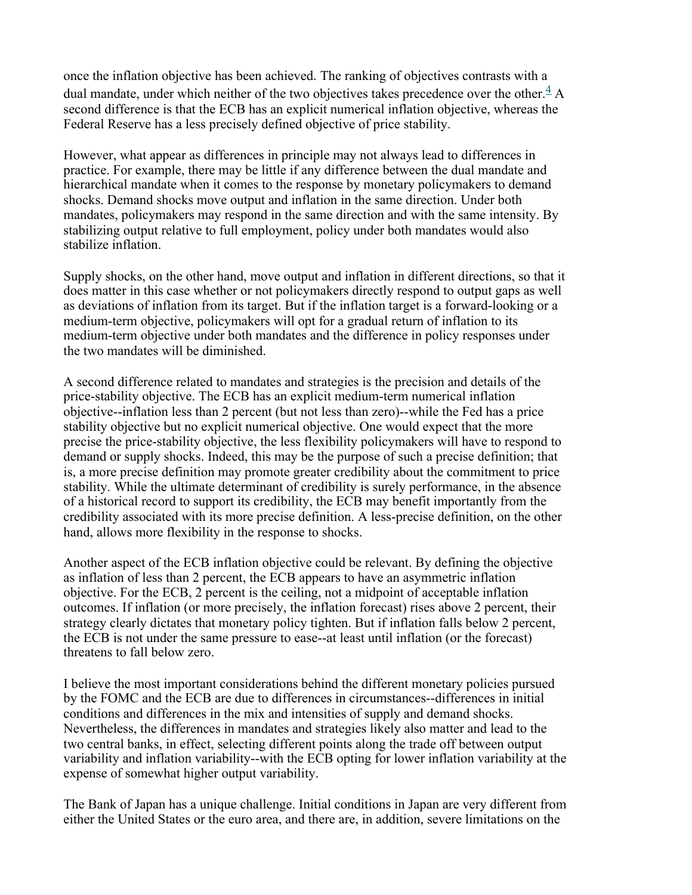once the inflation objective has been achieved. The ranking of objectives contrasts with a dual mandate, under which neither of the two objectives takes precedence over the other.[4] A second difference is that the ECB has an explicit numerical inflation objective, whereas the Federal Reserve has a less precisely defined objective of price stability.

However, what appear as differences in principle may not always lead to differences in practice. For example, there may be little if any difference between the dual mandate and hierarchical mandate when it comes to the response by monetary policymakers to demand shocks. Demand shocks move output and inflation in the same direction. Under both mandates, policymakers may respond in the same direction and with the same intensity. By stabilizing output relative to full employment, policy under both mandates would also stabilize inflation.

Supply shocks, on the other hand, move output and inflation in different directions, so that it does matter in this case whether or not policymakers directly respond to output gaps as well as deviations of inflation from its target. But if the inflation target is a forward-looking or a medium-term objective, policymakers will opt for a gradual return of inflation to its medium-term objective under both mandates and the difference in policy responses under the two mandates will be diminished.

A second difference related to mandates and strategies is the precision and details of the price-stability objective. The ECB has an explicit medium-term numerical inflation objective--inflation less than 2 percent (but not less than zero)--while the Fed has a price stability objective but no explicit numerical objective. One would expect that the more precise the price-stability objective, the less flexibility policymakers will have to respond to demand or supply shocks. Indeed, this may be the purpose of such a precise definition; that is, a more precise definition may promote greater credibility about the commitment to price stability. While the ultimate determinant of credibility is surely performance, in the absence of a historical record to support its credibility, the ECB may benefit importantly from the credibility associated with its more precise definition. A less-precise definition, on the other hand, allows more flexibility in the response to shocks.

Another aspect of the ECB inflation objective could be relevant. By defining the objective as inflation of less than 2 percent, the ECB appears to have an asymmetric inflation objective. For the ECB, 2 percent is the ceiling, not a midpoint of acceptable inflation outcomes. If inflation (or more precisely, the inflation forecast) rises above 2 percent, their strategy clearly dictates that monetary policy tighten. But if inflation falls below 2 percent, the ECB is not under the same pressure to ease--at least until inflation (or the forecast) threatens to fall below zero.

I believe the most important considerations behind the different monetary policies pursued by the FOMC and the ECB are due to differences in circumstances--differences in initial conditions and differences in the mix and intensities of supply and demand shocks. Nevertheless, the differences in mandates and strategies likely also matter and lead to the two central banks, in effect, selecting different points along the trade off between output variability and inflation variability--with the ECB opting for lower inflation variability at the expense of somewhat higher output variability.

The Bank of Japan has a unique challenge. Initial conditions in Japan are very different from either the United States or the euro area, and there are, in addition, severe limitations on the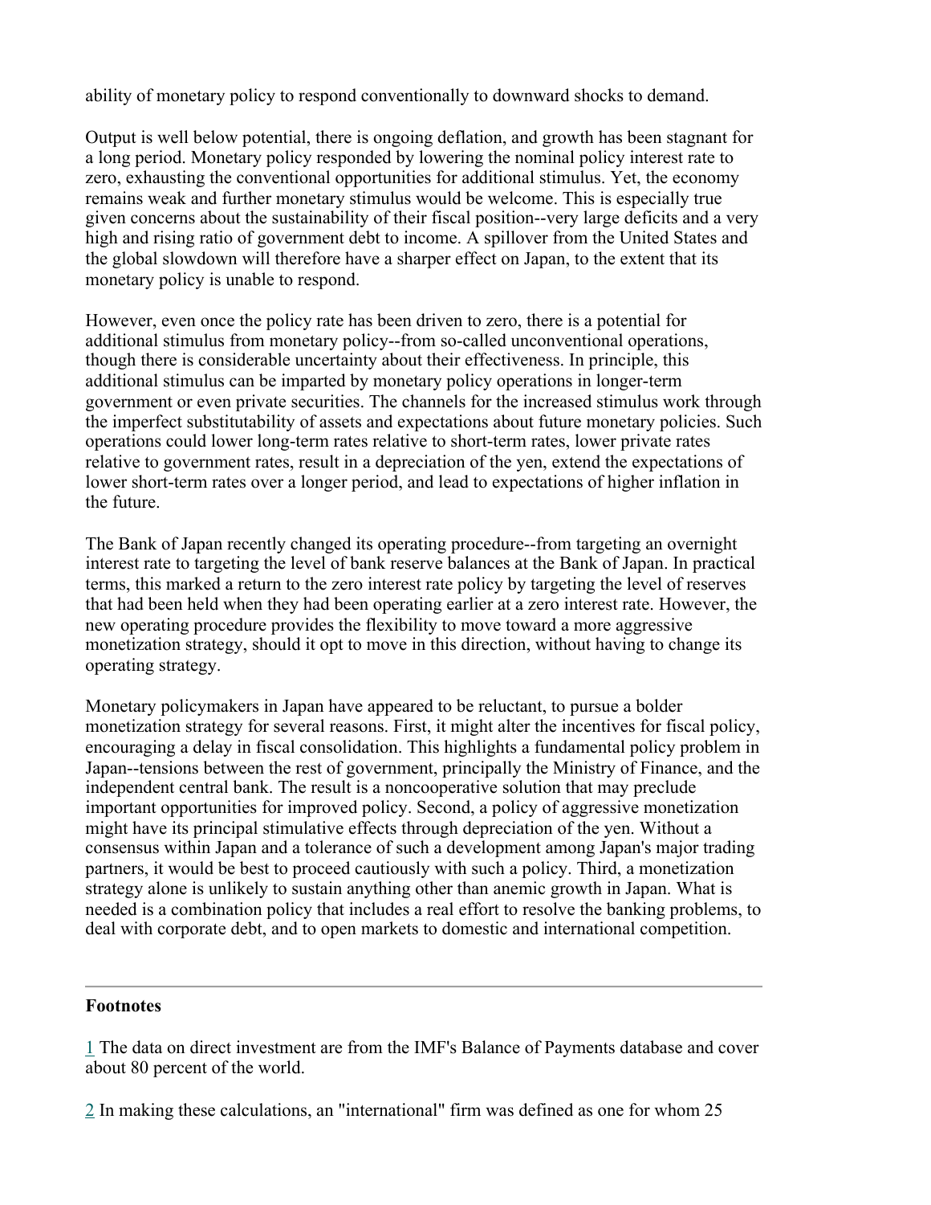ability of monetary policy to respond conventionally to downward shocks to demand.

Output is well below potential, there is ongoing deflation, and growth has been stagnant for a long period. Monetary policy responded by lowering the nominal policy interest rate to zero, exhausting the conventional opportunities for additional stimulus. Yet, the economy remains weak and further monetary stimulus would be welcome. This is especially true given concerns about the sustainability of their fiscal position--very large deficits and a very high and rising ratio of government debt to income. A spillover from the United States and the global slowdown will therefore have a sharper effect on Japan, to the extent that its monetary policy is unable to respond.

However, even once the policy rate has been driven to zero, there is a potential for additional stimulus from monetary policy--from so-called unconventional operations, though there is considerable uncertainty about their effectiveness. In principle, this additional stimulus can be imparted by monetary policy operations in longer-term government or even private securities. The channels for the increased stimulus work through the imperfect substitutability of assets and expectations about future monetary policies. Such operations could lower long-term rates relative to short-term rates, lower private rates relative to government rates, result in a depreciation of the yen, extend the expectations of lower short-term rates over a longer period, and lead to expectations of higher inflation in the future.

The Bank of Japan recently changed its operating procedure--from targeting an overnight interest rate to targeting the level of bank reserve balances at the Bank of Japan. In practical terms, this marked a return to the zero interest rate policy by targeting the level of reserves that had been held when they had been operating earlier at a zero interest rate. However, the new operating procedure provides the flexibility to move toward a more aggressive monetization strategy, should it opt to move in this direction, without having to change its operating strategy.

Monetary policymakers in Japan have appeared to be reluctant, to pursue a bolder monetization strategy for several reasons. First, it might alter the incentives for fiscal policy, encouraging a delay in fiscal consolidation. This highlights a fundamental policy problem in Japan--tensions between the rest of government, principally the Ministry of Finance, and the independent central bank. The result is a noncooperative solution that may preclude important opportunities for improved policy. Second, a policy of aggressive monetization might have its principal stimulative effects through depreciation of the yen. Without a consensus within Japan and a tolerance of such a development among Japan's major trading partners, it would be best to proceed cautiously with such a policy. Third, a monetization strategy alone is unlikely to sustain anything other than anemic growth in Japan. What is needed is a combination policy that includes a real effort to resolve the banking problems, to deal with corporate debt, and to open markets to domestic and international competition.

---

**Footnotes**

1 The data on direct investment are from the IMF's Balance of Payments database and cover about 80 percent of the world.

2 In making these calculations, an "international" firm was defined as one for whom 25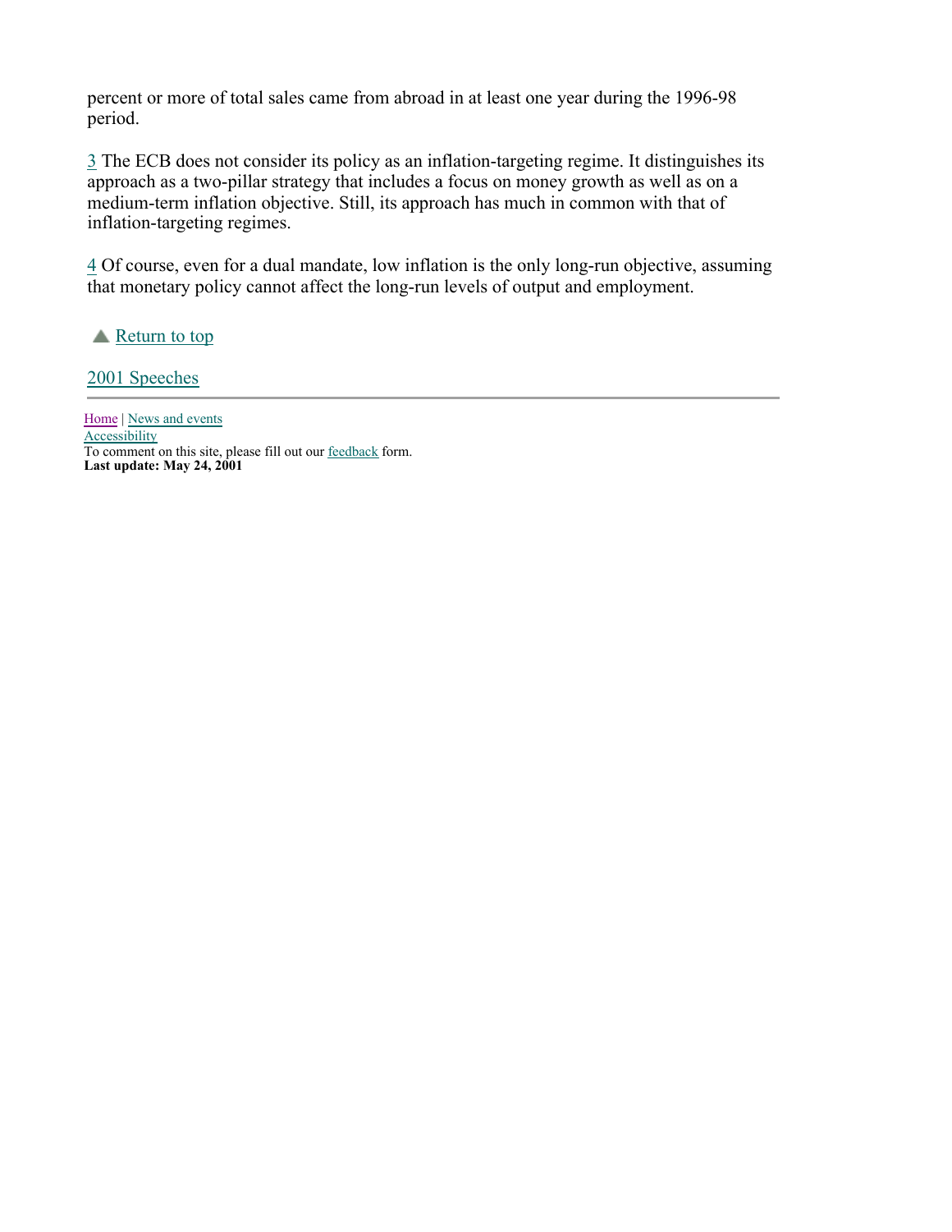percent or more of total sales came from abroad in at least one year during the 1996-98 period.

3 The ECB does not consider its policy as an inflation-targeting regime. It distinguishes its approach as a two-pillar strategy that includes a focus on money growth as well as on a medium-term inflation objective. Still, its approach has much in common with that of inflation-targeting regimes.

4 Of course, even for a dual mandate, low inflation is the only long-run objective, assuming that monetary policy cannot affect the long-run levels of output and employment.

Return to top

2001 Speeches

---

Home | News and events
Accessibility
To comment on this site, please fill out our feedback form.
**Last update: May 24, 2001**